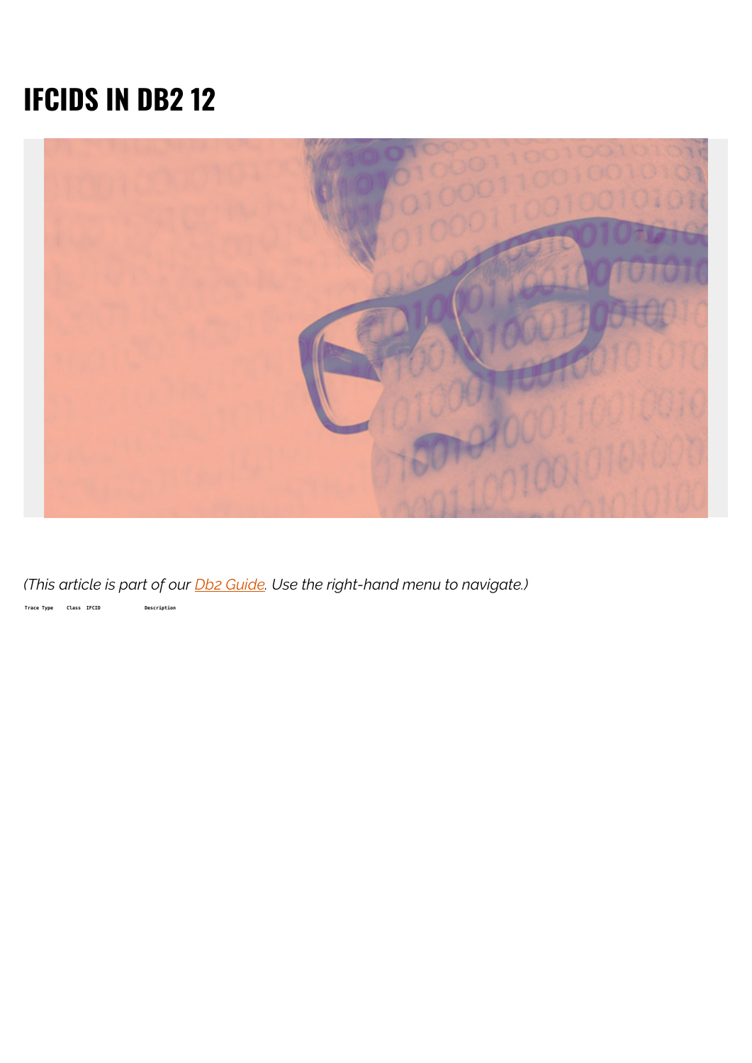# IFCIDS IN DB2 12

*(This article is part of our Db2 Guide. Use the right-hand menu to navigate.)*

| Trace Type | Class | IFCID | Description |
|---|---|---|---|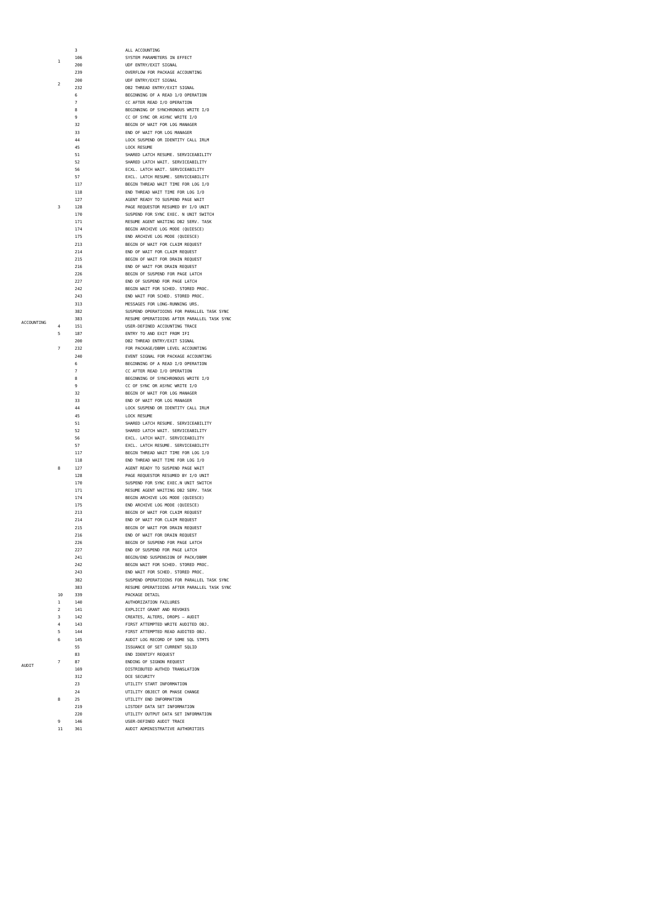| | | | |
|---|---|---|---|
| ACCOUNTING | | 3 | ALL ACCOUNTING |
| | 1 | 106 | SYSTEM PARAMETERS IN EFFECT |
| | | 200 | UDF ENTRY/EXIT SIGNAL |
| | | 239 | OVERFLOW FOR PACKAGE ACCOUNTING |
| | 2 | 200 | UDF ENTRY/EXIT SIGNAL |
| | | 232 | DB2 THREAD ENTRY/EXIT SIGNAL |
| | 3 | 6 | BEGINNING OF A READ I/O OPERATION |
| | | 7 | CC AFTER READ I/O OPERATION |
| | | 8 | BEGINNING OF SYNCHRONOUS WRITE I/O |
| | | 9 | CC OF SYNC OR ASYNC WRITE I/O |
| | | 32 | BEGIN OF WAIT FOR LOG MANAGER |
| | | 33 | END OF WAIT FOR LOG MANAGER |
| | | 44 | LOCK SUSPEND OR IDENTITY CALL IRLM |
| | | 45 | LOCK RESUME |
| | | 51 | SHARED LATCH RESUME. SERVICEABILITY |
| | | 52 | SHARED LATCH WAIT. SERVICEABILITY |
| | | 56 | ECXL. LATCH WAIT. SERVICEABILITY |
| | | 57 | EXCL. LATCH RESUME. SERVICEABILITY |
| | | 117 | BEGIN THREAD WAIT TIME FOR LOG I/O |
| | | 118 | END THREAD WAIT TIME FOR LOG I/O |
| | | 127 | AGENT READY TO SUSPEND PAGE WAIT |
| | | 128 | PAGE REQUESTOR RESUMED BY I/O UNIT |
| | | 170 | SUSPEND FOR SYNC EXEC. N UNIT SWITCH |
| | | 171 | RESUME AGENT WAITING DB2 SERV. TASK |
| | | 174 | BEGIN ARCHIVE LOG MODE (QUIESCE) |
| | | 175 | END ARCHIVE LOG MODE (QUIESCE) |
| | | 213 | BEGIN OF WAIT FOR CLAIM REQUEST |
| | | 214 | END OF WAIT FOR CLAIM REQUEST |
| | | 215 | BEGIN OF WAIT FOR DRAIN REQUEST |
| | | 216 | END OF WAIT FOR DRAIN REQUEST |
| | | 226 | BEGIN OF SUSPEND FOR PAGE LATCH |
| | | 227 | END OF SUSPEND FOR PAGE LATCH |
| | | 242 | BEGIN WAIT FOR SCHED. STORED PROC. |
| | | 243 | END WAIT FOR SCHED. STORED PROC. |
| | | 313 | MESSAGES FOR LONG-RUNNING URS. |
| | | 382 | SUSPEND OPERATIOINS FOR PARALLEL TASK SYNC |
| | | 383 | RESUME OPERATIOINS AFTER PARALLEL TASK SYNC |
| | 4 | 151 | USER-DEFINED ACCOUNTING TRACE |
| | 5 | 187 | ENTRY TO AND EXIT FROM IFI |
| | 7 | 200 | DB2 THREAD ENTRY/EXIT SIGNAL |
| | | 232 | FOR PACKAGE/DBRM LEVEL ACCOUNTING |
| | | 240 | EVENT SIGNAL FOR PACKAGE ACCOUNTING |
| | 8 | 6 | BEGINNING OF A READ I/O OPERATION |
| | | 7 | CC AFTER READ I/O OPERATION |
| | | 8 | BEGINNING OF SYNCHRONOUS WRITE I/O |
| | | 9 | CC OF SYNC OR ASYNC WRITE I/O |
| | | 32 | BEGIN OF WAIT FOR LOG MANAGER |
| | | 33 | END OF WAIT FOR LOG MANAGER |
| | | 44 | LOCK SUSPEND OR IDENTITY CALL IRLM |
| | | 45 | LOCK RESUME |
| | | 51 | SHARED LATCH RESUME. SERVICEABILITY |
| | | 52 | SHARED LATCH WAIT. SERVICEABILITY |
| | | 56 | EXCL. LATCH WAIT. SERVICEABILITY |
| | | 57 | EXCL. LATCH RESUME. SERVICEABILITY |
| | | 117 | BEGIN THREAD WAIT TIME FOR LOG I/O |
| | | 118 | END THREAD WAIT TIME FOR LOG I/O |
| | | 127 | AGENT READY TO SUSPEND PAGE WAIT |
| | | 128 | PAGE REQUESTOR RESUMED BY I/O UNIT |
| | | 170 | SUSPEND FOR SYNC EXEC.N UNIT SWITCH |
| | | 171 | RESUME AGENT WAITING DB2 SERV. TASK |
| | | 174 | BEGIN ARCHIVE LOG MODE (QUIESCE) |
| | | 175 | END ARCHIVE LOG MODE (QUIESCE) |
| | | 213 | BEGIN OF WAIT FOR CLAIM REQUEST |
| | | 214 | END OF WAIT FOR CLAIM REQUEST |
| | | 215 | BEGIN OF WAIT FOR DRAIN REQUEST |
| | | 216 | END OF WAIT FOR DRAIN REQUEST |
| | | 226 | BEGIN OF SUSPEND FOR PAGE LATCH |
| | | 227 | END OF SUSPEND FOR PAGE LATCH |
| | | 241 | BEGIN/END SUSPENSION OF PACK/DBRM |
| | | 242 | BEGIN WAIT FOR SCHED. STORED PROC. |
| | | 243 | END WAIT FOR SCHED. STORED PROC. |
| | | 382 | SUSPEND OPERATIOINS FOR PARALLEL TASK SYNC |
| | | 383 | RESUME OPERATIOINS AFTER PARALLEL TASK SYNC |
| | 10 | 339 | PACKAGE DETAIL |
| AUDIT | 1 | 140 | AUTHORIZATION FAILURES |
| | 2 | 141 | EXPLICIT GRANT AND REVOKES |
| | 3 | 142 | CREATES, ALTERS, DROPS – AUDIT |
| | 4 | 143 | FIRST ATTEMPTED WRITE AUDITED OBJ. |
| | 5 | 144 | FIRST ATTEMPTED READ AUDITED OBJ. |
| | 6 | 145 | AUDIT LOG RECORD OF SOME SQL STMTS |
| | 7 | 55 | ISSUANCE OF SET CURRENT SQLID |
| | | 83 | END IDENTIFY REQUEST |
| | | 87 | ENDING OF SIGNON REQUEST |
| | | 169 | DISTRIBUTED AUTHID TRANSLATION |
| | | 312 | DCE SECURITY |
| | 8 | 23 | UTILITY START INFORMATION |
| | | 24 | UTILITY OBJECT OR PHASE CHANGE |
| | | 25 | UTILITY END INFORMATION |
| | | 219 | LISTDEF DATA SET INFORMATION |
| | | 220 | UTILITY OUTPUT DATA SET INFORMATION |
| | 9 | 146 | USER-DEFINED AUDIT TRACE |
| | 11 | 361 | AUDIT ADMINISTRATIVE AUTHORITIES |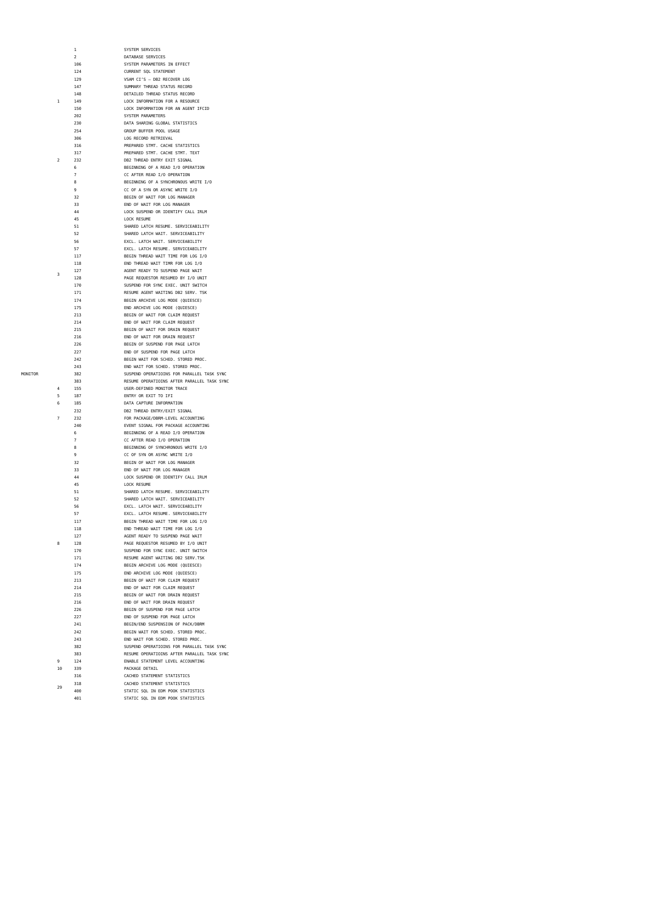| | | | |
|---|---|---|---|
| MONITOR | 1 | 1 | SYSTEM SERVICES |
| | | 2 | DATABASE SERVICES |
| | | 106 | SYSTEM PARAMETERS IN EFFECT |
| | | 124 | CURRENT SQL STATEMENT |
| | | 129 | VSAM CI'S – DB2 RECOVER LOG |
| | | 147 | SUMMARY THREAD STATUS RECORD |
| | | 148 | DETAILED THREAD STATUS RECORD |
| | | 149 | LOCK INFORMATION FOR A RESOURCE |
| | | 150 | LOCK INFORMATION FOR AN AGENT IFCID |
| | | 202 | SYSTEM PARAMETERS |
| | | 230 | DATA SHARING GLOBAL STATISTICS |
| | | 254 | GROUP BUFFER POOL USAGE |
| | | 306 | LOG RECORD RETRIEVAL |
| | | 316 | PREPARED STMT. CACHE STATISTICS |
| | | 317 | PREPARED STMT. CACHE STMT. TEXT |
| | 2 | 232 | DB2 THREAD ENTRY EXIT SIGNAL |
| | 3 | 6 | BEGINNING OF A READ I/O OPERATION |
| | | 7 | CC AFTER READ I/O OPERATION |
| | | 8 | BEGINNING OF A SYNCHRONOUS WRITE I/O |
| | | 9 | CC OF A SYN OR ASYNC WRITE I/O |
| | | 32 | BEGIN OF WAIT FOR LOG MANAGER |
| | | 33 | END OF WAIT FOR LOG MANAGER |
| | | 44 | LOCK SUSPEND OR IDENTIFY CALL IRLM |
| | | 45 | LOCK RESUME |
| | | 51 | SHARED LATCH RESUME. SERVICEABILITY |
| | | 52 | SHARED LATCH WAIT. SERVICEABILITY |
| | | 56 | EXCL. LATCH WAIT. SERVICEABILITY |
| | | 57 | EXCL. LATCH RESUME. SERVICEABILITY |
| | | 117 | BEGIN THREAD WAIT TIME FOR LOG I/O |
| | | 118 | END THREAD WAIT TIMR FOR LOG I/O |
| | | 127 | AGENT READY TO SUSPEND PAGE WAIT |
| | | 128 | PAGE REQUESTOR RESUMED BY I/O UNIT |
| | | 170 | SUSPEND FOR SYNC EXEC. UNIT SWITCH |
| | | 171 | RESUME AGENT WAITING DB2 SERV. TSK |
| | | 174 | BEGIN ARCHIVE LOG MODE (QUIESCE) |
| | | 175 | END ARCHIVE LOG MODE (QUIESCE) |
| | | 213 | BEGIN OF WAIT FOR CLAIM REQUEST |
| | | 214 | END OF WAIT FOR CLAIM REQUEST |
| | | 215 | BEGIN OF WAIT FOR DRAIN REQUEST |
| | | 216 | END OF WAIT FOR DRAIN REQUEST |
| | | 226 | BEGIN OF SUSPEND FOR PAGE LATCH |
| | | 227 | END OF SUSPEND FOR PAGE LATCH |
| | | 242 | BEGIN WAIT FOR SCHED. STORED PROC. |
| | | 243 | END WAIT FOR SCHED. STORED PROC. |
| | | 382 | SUSPEND OPERATIOINS FOR PARALLEL TASK SYNC |
| | | 383 | RESUME OPERATIOINS AFTER PARALLEL TASK SYNC |
| | 4 | 155 | USER-DEFINED MONITOR TRACE |
| | 5 | 187 | ENTRY OR EXIT TO IFI |
| | 6 | 185 | DATA CAPTURE INFORMATION |
| | | 232 | DB2 THREAD ENTRY/EXIT SIGNAL |
| | 7 | 232 | FOR PACKAGE/DBRM-LEVEL ACCOUNTING |
| | | 240 | EVENT SIGNAL FOR PACKAGE ACCOUNTING |
| | 8 | 6 | BEGINNING OF A READ I/O OPERATION |
| | | 7 | CC AFTER READ I/O OPERATION |
| | | 8 | BEGINNING OF SYNCHRONOUS WRITE I/O |
| | | 9 | CC OF SYN OR ASYNC WRITE I/O |
| | | 32 | BEGIN OF WAIT FOR LOG MANAGER |
| | | 33 | END OF WAIT FOR LOG MANAGER |
| | | 44 | LOCK SUSPEND OR IDENTIFY CALL IRLM |
| | | 45 | LOCK RESUME |
| | | 51 | SHARED LATCH RESUME. SERVICEABILITY |
| | | 52 | SHARED LATCH WAIT. SERVICEABILITY |
| | | 56 | EXCL. LATCH WAIT. SERVICEABILITY |
| | | 57 | EXCL. LATCH RESUME. SERVICEABILITY |
| | | 117 | BEGIN THREAD WAIT TIME FOR LOG I/O |
| | | 118 | END THREAD WAIT TIME FOR LOG I/O |
| | | 127 | AGENT READY TO SUSPEND PAGE WAIT |
| | | 128 | PAGE REQUESTOR RESUMED BY I/O UNIT |
| | | 170 | SUSPEND FOR SYNC EXEC. UNIT SWITCH |
| | | 171 | RESUME AGENT WAITING DB2 SERV.TSK |
| | | 174 | BEGIN ARCHIVE LOG MODE (QUIESCE) |
| | | 175 | END ARCHIVE LOG MODE (QUIESCE) |
| | | 213 | BEGIN OF WAIT FOR CLAIM REQUEST |
| | | 214 | END OF WAIT FOR CLAIM REQUEST |
| | | 215 | BEGIN OF WAIT FOR DRAIN REQUEST |
| | | 216 | END OF WAIT FOR DRAIN REQUEST |
| | | 226 | BEGIN OF SUSPEND FOR PAGE LATCH |
| | | 227 | END OF SUSPEND FOR PAGE LATCH |
| | | 241 | BEGIN/END SUSPENSION OF PACK/DBRM |
| | | 242 | BEGIN WAIT FOR SCHED. STORED PROC. |
| | | 243 | END WAIT FOR SCHED. STORED PROC. |
| | | 382 | SUSPEND OPERATIOINS FOR PARALLEL TASK SYNC |
| | | 383 | RESUME OPERATIOINS AFTER PARALLEL TASK SYNC |
| | 9 | 124 | ENABLE STATEMENT LEVEL ACCOUNTING |
| | 10 | 339 | PACKAGE DETAIL |
| | 29 | 316 | CACHED STATEMENT STATISTICS |
| | | 318 | CACHED STATEMENT STATISTICS |
| | | 400 | STATIC SQL IN EDM POOK STATISTICS |
| | | 401 | STATIC SQL IN EDM POOK STATISTICS |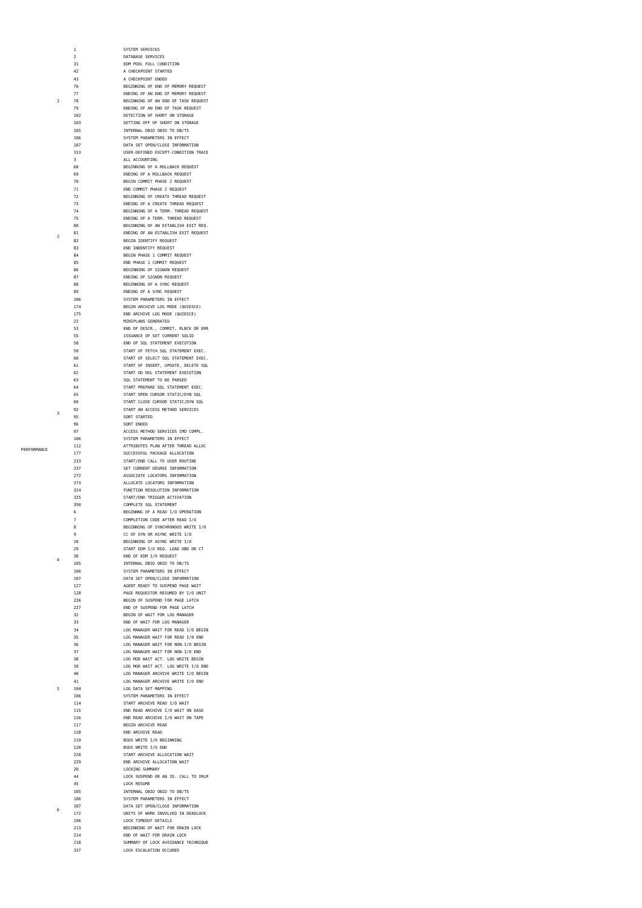| | | | |
|---|---|---|---|
| PERFORMANCE | 1 | 1 | SYSTEM SERVICES |
| | | 2 | DATABASE SERVICES |
| | | 31 | EDM POOL FULL CONDITION |
| | | 42 | A CHECKPOINT STARTED |
| | | 43 | A CHECKPOINT ENDED |
| | | 76 | BEGINNING OF END OF MEMORY REQUEST |
| | | 77 | ENDING OF AN END OF MEMORY REQUEST |
| | | 78 | BEGINNING OF AN END OF TASK REQUEST |
| | | 79 | ENDING OF AN END OF TASK REQUEST |
| | | 102 | DETECTION OF SHORT ON STORAGE |
| | | 103 | SETTING OFF OF SHORT ON STORAGE |
| | | 105 | INTERNAL DBID OBID TO DB/TS |
| | | 106 | SYSTEM PARAMETERS IN EFFECT |
| | | 107 | DATA SET OPEN/CLOSE INFORMATION |
| | | 153 | USER-DEFINED EXCEPT-CONDITION TRACE |
| | 2 | 3 | ALL ACCOUNTING |
| | | 68 | BEGINNING OF A ROLLBACK REQUEST |
| | | 69 | ENDING OF A ROLLBACK REQUEST |
| | | 70 | BEGIN COMMIT PHASE 2 REQUEST |
| | | 71 | END COMMIT PHASE 2 REQUEST |
| | | 72 | BEGINNING OF CREATE THREAD REQUEST |
| | | 73 | ENDING OF A CREATE THREAD REQUEST |
| | | 74 | BEGINNING OF A TERM. THREAD REQUEST |
| | | 75 | ENDING OF A TERM. THREAD REQUEST |
| | | 80 | BEGINNING OF AN ESTABLISH EXIT REQ. |
| | | 81 | ENDING OF AN ESTABLISH EXIT REQUEST |
| | | 82 | BEGIN IDENTIFY REQUEST |
| | | 83 | END INDENTIFY REQUEST |
| | | 84 | BEGIN PHASE 1 COMMIT REQUEST |
| | | 85 | END PHASE 1 COMMIT REQUEST |
| | | 86 | BEGINNING OF SIGNON REQUEST |
| | | 87 | ENDING OF SIGNON REQUEST |
| | | 88 | BEGINNING OF A SYNC REQUEST |
| | | 89 | ENDING OF A SYNC REQUEST |
| | | 106 | SYSTEM PARAMETERS IN EFFECT |
| | | 174 | BEGIN ARCHIVE LOG MODE (QUIESCE) |
| | | 175 | END ARCHIVE LOG MODE (QUIESCE) |
| | 3 | 22 | MINIPLANS GENERATED |
| | | 53 | END OF DESCR., COMMIT, RLBCK OR ERR |
| | | 55 | ISSUANCE OF SET CURRENT SQLID |
| | | 58 | END OF SQL STATEMENT EXECUTION |
| | | 59 | START OF FETCH SQL STATEMENT EXEC. |
| | | 60 | START OF SELECT SQL STATEMENT EXEC. |
| | | 61 | START OF INSERT, UPDATE, DELETE SQL |
| | | 62 | START OD DDL STATEMENT EXECUTION |
| | | 63 | SQL STATEMENT TO BE PARSED |
| | | 64 | START PREPARE SQL STATEMENT EXEC. |
| | | 65 | START OPEN CURSOR STATIC/DYN SQL |
| | | 66 | START CLOSE CURSOR STATIC/DYN SQL |
| | | 92 | START AN ACCESS METHOD SERVICES |
| | | 95 | SORT STARTED |
| | | 96 | SORT ENDED |
| | | 97 | ACCESS METHOD SERVICES CMD COMPL. |
| | | 106 | SYSTEM PARAMETERS IN EFFECT |
| | | 112 | ATTRIBUTES PLAN AFTER THREAD ALLOC |
| | | 177 | SUCCESSFUL PACKAGE ALLOCATION |
| | | 233 | START/END CALL TO USER ROUTINE |
| | | 237 | SET CURRENT DEGREE INFORMATION |
| | | 272 | ASSOCIATE LOCATORS INFORMATION |
| | | 273 | ALLOCATE LOCATORS INFORMATION |
| | | 324 | FUNCTION RESOLUTION INFORMATION |
| | | 325 | START/END TRIGGER ACTIVATION |
| | | 350 | COMPLETE SQL STATEMENT |
| | 4 | 6 | BEGINNNG OF A READ I/O OPERATION |
| | | 7 | COMPLETION CODE AFTER READ I/O |
| | | 8 | BEGINNING OF SYNCHRONOUS WRITE I/O |
| | | 9 | CC OF SYN OR ASYNC WRITE I/O |
| | | 10 | BEGINNING OF ASYNC WRITE I/O |
| | | 29 | START EDM I/O REQ. LOAD DBD OR CT |
| | | 30 | END OF EDM I/O REQUEST |
| | | 105 | INTERNAL DBID OBID TO DB/TS |
| | | 106 | SYSTEM PARAMETERS IN EFFECT |
| | | 107 | DATA SET OPEN/CLOSE INFORMATION |
| | | 127 | AGENT READY TO SUSPEND PAGE WAIT |
| | | 128 | PAGE REQUESTOR RESUMED BY I/O UNIT |
| | | 226 | BEGIN OF SUSPEND FOR PAGE LATCH |
| | | 227 | END OF SUSPEND FOR PAGE LATCH |
| | 5 | 32 | BEGIN OF WAIT FOR LOG MANAGER |
| | | 33 | END OF WAIT FOR LOG MANAGER |
| | | 34 | LOG MANAGER WAIT FOR READ I/O BEGIN |
| | | 35 | LOG MANAGER WAIT FOR READ I/0 END |
| | | 36 | LOG MANAGER WAIT FOR NON-I/O BEGIN |
| | | 37 | LOG MANAGER WAIT FOR NON-I/O END |
| | | 38 | LOG MGR WAIT ACT. LOG WRITE BEGIN |
| | | 39 | LOG MGR WAIT ACT. LOG WRITE I/O END |
| | | 40 | LOG MANAGER ARCHIVE WRITE I/O BEGIN |
| | | 41 | LOG MANAGER ARCHIVE WRITE I/O END |
| | | 104 | LOG DATA SET MAPPING |
| | | 106 | SYSTEM PARAMETERS IN EFFECT |
| | | 114 | START ARCHIVE READ I/O WAIT |
| | | 115 | END READ ARCHIVE I/O WAIT ON DASD |
| | | 116 | END READ ARCHIVE I/O WAIT ON TAPE |
| | | 117 | BEGIN ARCHIVE READ |
| | | 118 | END ARCHIVE READ |
| | | 119 | BSDS WRITE I/O BEGINNING |
| | | 120 | BSDS WRITE I/O END |
| | | 228 | START ARCHIVE ALLOCATION WAIT |
| | | 229 | END ARCHIVE ALLOCATION WAIT |
| | 6 | 20 | LOCKING SUMMARY |
| | | 44 | LOCK SUSPEND OR AN ID. CALL TO IRLM |
| | | 45 | LOCK RESUME |
| | | 105 | INTERNAL DBID OBID TO DB/TS |
| | | 106 | SYSTEM PARAMETERS IN EFFECT |
| | | 107 | DATA SET OPEN/CLOSE INFORMATION |
| | | 172 | UNITS OF WORK INVOLVED IN DEADLOCK |
| | | 196 | LOCK TIMEOUT DETAILS |
| | | 213 | BEGINNING OF WAIT FOR DRAIN LOCK |
| | | 214 | END OF WAIT FOR DRAIN LOCK |
| | | 218 | SUMMARY OF LOCK AVOIDANCE TECHNIQUE |
| | | 337 | LOCK ESCALATION OCCURED |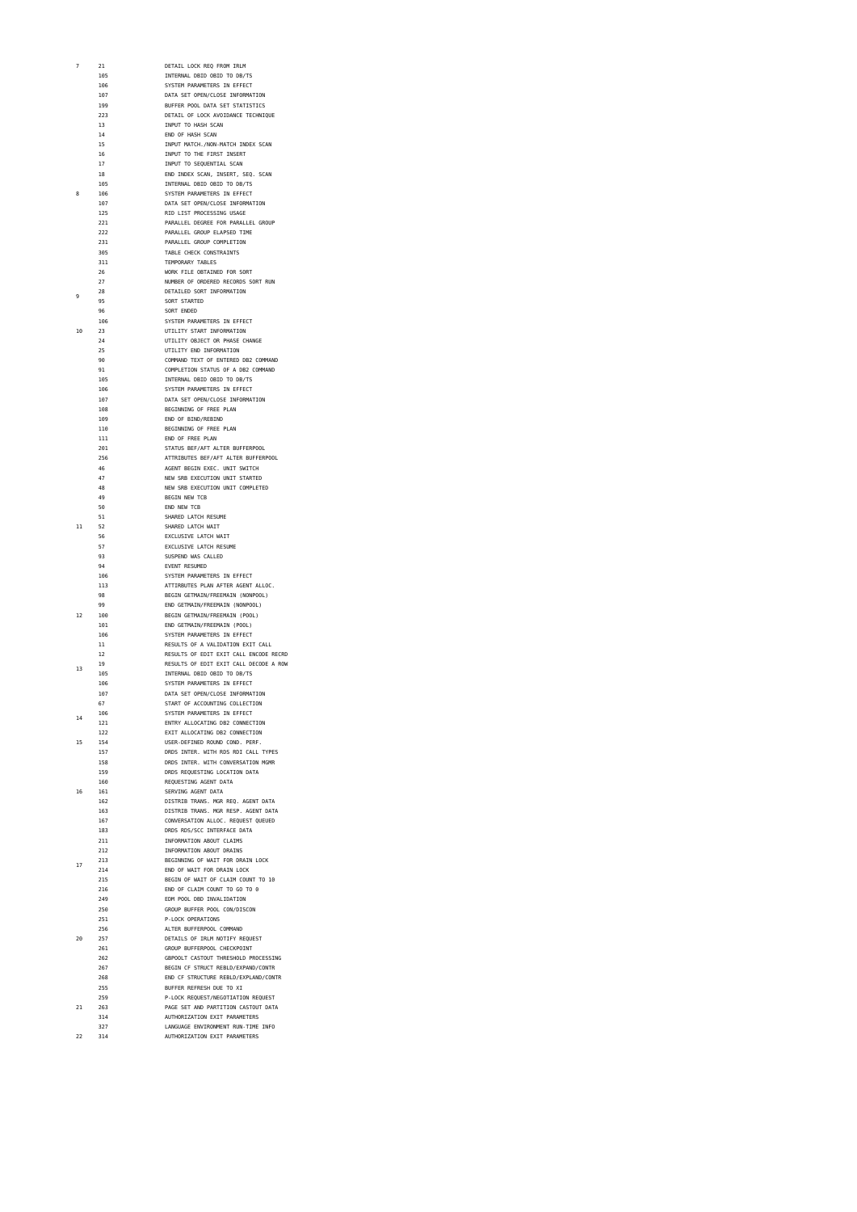| | | |
|---|---|---|
| 7 | 21 | DETAIL LOCK REQ FROM IRLM |
| | 105 | INTERNAL DBID OBID TO DB/TS |
| | 106 | SYSTEM PARAMETERS IN EFFECT |
| | 107 | DATA SET OPEN/CLOSE INFORMATION |
| | 199 | BUFFER POOL DATA SET STATISTICS |
| | 223 | DETAIL OF LOCK AVOIDANCE TECHNIQUE |
| | 13 | INPUT TO HASH SCAN |
| | 14 | END OF HASH SCAN |
| | 15 | INPUT MATCH./NON-MATCH INDEX SCAN |
| | 16 | INPUT TO THE FIRST INSERT |
| | 17 | INPUT TO SEQUENTIAL SCAN |
| | 18 | END INDEX SCAN, INSERT, SEQ. SCAN |
| | 105 | INTERNAL DBID OBID TO DB/TS |
| 8 | 106 | SYSTEM PARAMETERS IN EFFECT |
| | 107 | DATA SET OPEN/CLOSE INFORMATION |
| | 125 | RID LIST PROCESSING USAGE |
| | 221 | PARALLEL DEGREE FOR PARALLEL GROUP |
| | 222 | PARALLEL GROUP ELAPSED TIME |
| | 231 | PARALLEL GROUP COMPLETION |
| | 305 | TABLE CHECK CONSTRAINTS |
| | 311 | TEMPORARY TABLES |
| | 26 | WORK FILE OBTAINED FOR SORT |
| | 27 | NUMBER OF ORDERED RECORDS SORT RUN |
| 9 | 28 | DETAILED SORT INFORMATION |
| | 95 | SORT STARTED |
| | 96 | SORT ENDED |
| | 106 | SYSTEM PARAMETERS IN EFFECT |
| 10 | 23 | UTILITY START INFORMATION |
| | 24 | UTILITY OBJECT OR PHASE CHANGE |
| | 25 | UTILITY END INFORMATION |
| | 90 | COMMAND TEXT OF ENTERED DB2 COMMAND |
| | 91 | COMPLETION STATUS OF A DB2 COMMAND |
| | 105 | INTERNAL DBID OBID TO DB/TS |
| | 106 | SYSTEM PARAMETERS IN EFFECT |
| | 107 | DATA SET OPEN/CLOSE INFORMATION |
| | 108 | BEGINNING OF FREE PLAN |
| | 109 | END OF BIND/REBIND |
| | 110 | BEGINNING OF FREE PLAN |
| | 111 | END OF FREE PLAN |
| | 201 | STATUS BEF/AFT ALTER BUFFERPOOL |
| | 256 | ATTRIBUTES BEF/AFT ALTER BUFFERPOOL |
| | 46 | AGENT BEGIN EXEC. UNIT SWITCH |
| | 47 | NEW SRB EXECUTION UNIT STARTED |
| | 48 | NEW SRB EXECUTION UNIT COMPLETED |
| | 49 | BEGIN NEW TCB |
| | 50 | END NEW TCB |
| | 51 | SHARED LATCH RESUME |
| 11 | 52 | SHARED LATCH WAIT |
| | 56 | EXCLUSIVE LATCH WAIT |
| | 57 | EXCLUSIVE LATCH RESUME |
| | 93 | SUSPEND WAS CALLED |
| | 94 | EVENT RESUMED |
| | 106 | SYSTEM PARAMETERS IN EFFECT |
| | 113 | ATTIRBUTES PLAN AFTER AGENT ALLOC. |
| | 98 | BEGIN GETMAIN/FREEMAIN (NONPOOL) |
| | 99 | END GETMAIN/FREEMAIN (NONPOOL) |
| 12 | 100 | BEGIN GETMAIN/FREEMAIN (POOL) |
| | 101 | END GETMAIN/FREEMAIN (POOL) |
| | 106 | SYSTEM PARAMETERS IN EFFECT |
| | 11 | RESULTS OF A VALIDATION EXIT CALL |
| | 12 | RESULTS OF EDIT EXIT CALL ENCODE RECRD |
| 13 | 19 | RESULTS OF EDIT EXIT CALL DECODE A ROW |
| | 105 | INTERNAL DBID OBID TO DB/TS |
| | 106 | SYSTEM PARAMETERS IN EFFECT |
| | 107 | DATA SET OPEN/CLOSE INFORMATION |
| | 67 | START OF ACCOUNTING COLLECTION |
| 14 | 106 | SYSTEM PARAMETERS IN EFFECT |
| | 121 | ENTRY ALLOCATING DB2 CONNECTION |
| | 122 | EXIT ALLOCATING DB2 CONNECTION |
| 15 | 154 | USER-DEFINED ROUND COND. PERF. |
| | 157 | DRDS INTER. WITH RDS RDI CALL TYPES |
| | 158 | DRDS INTER. WITH CONVERSATION MGMR |
| | 159 | DRDS REQUESTING LOCATION DATA |
| | 160 | REQUESTING AGENT DATA |
| 16 | 161 | SERVING AGENT DATA |
| | 162 | DISTRIB TRANS. MGR REQ. AGENT DATA |
| | 163 | DISTRIB TRANS. MGR RESP. AGENT DATA |
| | 167 | CONVERSATION ALLOC. REQUEST QUEUED |
| | 183 | DRDS RDS/SCC INTERFACE DATA |
| | 211 | INFORMATION ABOUT CLAIMS |
| | 212 | INFORMATION ABOUT DRAINS |
| 17 | 213 | BEGINNING OF WAIT FOR DRAIN LOCK |
| | 214 | END OF WAIT FOR DRAIN LOCK |
| | 215 | BEGIN OF WAIT OF CLAIM COUNT TO 10 |
| | 216 | END OF CLAIM COUNT TO GO TO 0 |
| | 249 | EDM POOL DBD INVALIDATION |
| | 250 | GROUP BUFFER POOL CON/DISCON |
| | 251 | P-LOCK OPERATIONS |
| | 256 | ALTER BUFFERPOOL COMMAND |
| 20 | 257 | DETAILS OF IRLM NOTIFY REQUEST |
| | 261 | GROUP BUFFERPOOL CHECKPOINT |
| | 262 | GBPOOLT CASTOUT THRESHOLD PROCESSING |
| | 267 | BEGIN CF STRUCT REBLD/EXPAND/CONTR |
| | 268 | END CF STRUCTURE REBLD/EXPLAND/CONTR |
| | 255 | BUFFER REFRESH DUE TO XI |
| | 259 | P-LOCK REQUEST/NEGOTIATION REQUEST |
| 21 | 263 | PAGE SET AND PARTITION CASTOUT DATA |
| | 314 | AUTHORIZATION EXIT PARAMETERS |
| | 327 | LANGUAGE ENVIRONMENT RUN-TIME INFO |
| 22 | 314 | AUTHORIZATION EXIT PARAMETERS |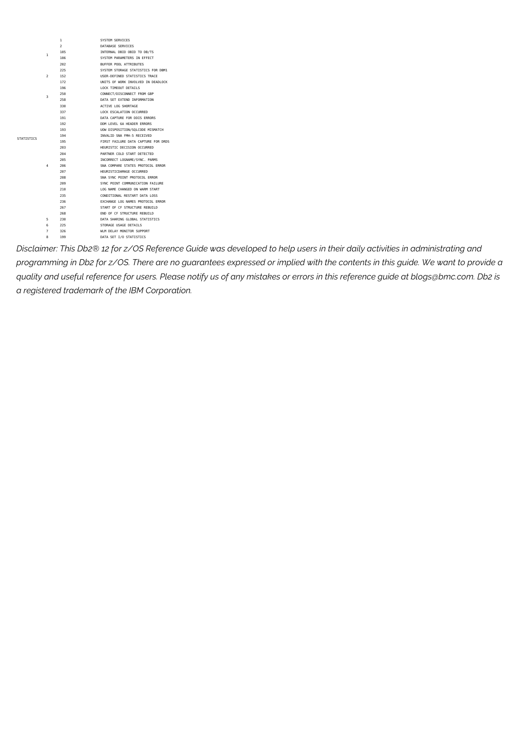| | | | |
|---|---|---|---|
| STATISTICS | 1 | 1 | SYSTEM SERVICES |
| | | 2 | DATABASE SERVICES |
| | | 105 | INTERNAL DBID OBID TO DB/TS |
| | | 106 | SYSTEM PARAMETERS IN EFFECT |
| | | 202 | BUFFER POOL ATTRIBUTES |
| | | 225 | SYSTEM STORAGE STATISTICS FOR DBM1 |
| | 2 | 152 | USER-DEFINED STATISTICS TRACE |
| | 3 | 172 | UNITS OF WORK INVOLVED IN DEADLOCK |
| | | 196 | LOCK TIMEOUT DETAILS |
| | | 250 | CONNECT/DISCONNECT FROM GBP |
| | | 258 | DATA SET EXTEND INFORMATION |
| | | 330 | ACTIVE LOG SHORTAGE |
| | | 337 | LOCK ESCALATION OCCURRED |
| | 4 | 191 | DATA CAPTURE FOR DDIS ERRORS |
| | | 192 | DDM LEVEL 6A HEADER ERRORS |
| | | 193 | UOW DISPOSITION/SQLCODE MISMATCH |
| | | 194 | INVALID SNA FMH-5 RECEIVED |
| | | 195 | FIRST FAILURE DATA CAPTURE FOR DRDS |
| | | 203 | HEURISTIC DECISION OCCURRED |
| | | 204 | PARTNER COLD START DETECTED |
| | | 205 | INCORRECT LOGNAME/SYNC. PARMS |
| | | 206 | SNA COMPARE STATES PROTOCOL ERROR |
| | | 207 | HEURISTICDAMAGE OCCURRED |
| | | 208 | SNA SYNC POINT PROTOCOL ERROR |
| | | 209 | SYNC POINT COMMUNICATION FAILURE |
| | | 210 | LOG NAME CHANGED ON WARM START |
| | | 235 | CONDITIONAL RESTART DATA LOSS |
| | | 236 | EXCHANGE LOG NAMES PROTOCOL ERROR |
| | | 267 | START OF CF STRUCTURE REBUILD |
| | | 268 | END OF CF STRUCTURE REBUILD |
| | 5 | 230 | DATA SHARING GLOBAL STATISTICS |
| | 6 | 225 | STORAGE USAGE DETAILS |
| | 7 | 326 | WLM DELAY MONITOR SUPPORT |
| | 8 | 199 | DATA SET I/O STATISTICS |

*Disclaimer: This Db2® 12 for z/OS Reference Guide was developed to help users in their daily activities in administrating and programming in Db2 for z/OS. There are no guarantees expressed or implied with the contents in this guide. We want to provide a quality and useful reference for users. Please notify us of any mistakes or errors in this reference guide at blogs@bmc.com. Db2 is a registered trademark of the IBM Corporation.*